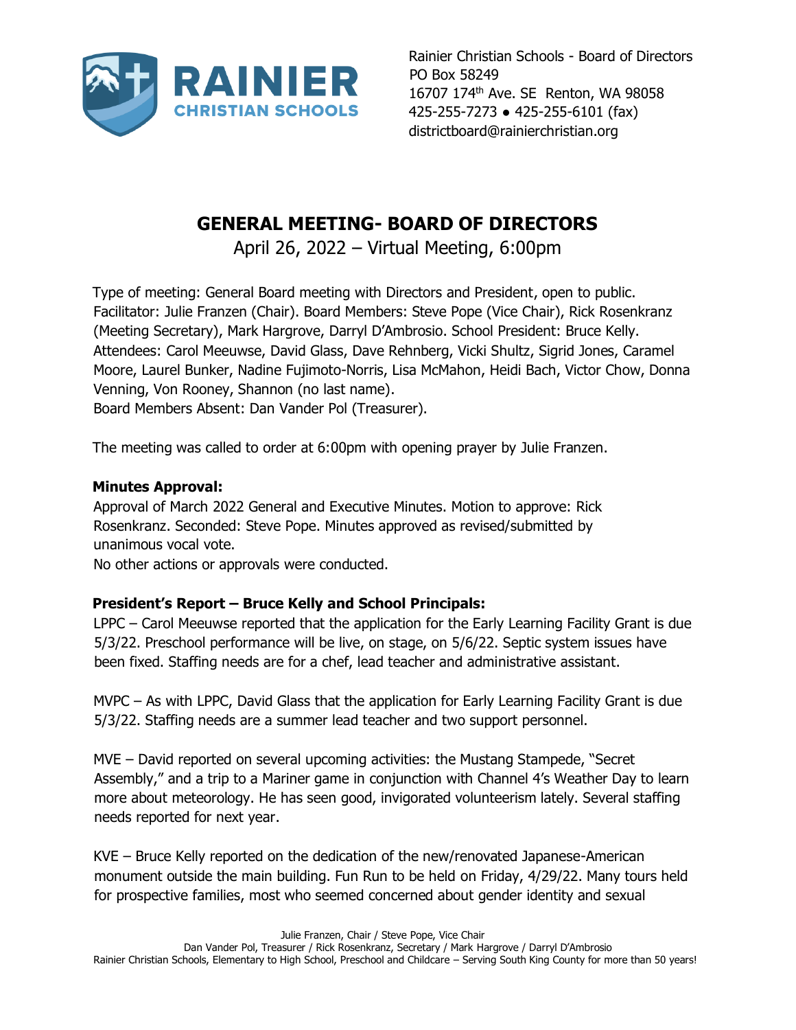Rainier Christian Schools - Board of Directors
PO Box 58249
16707 174th Ave. SE Renton, WA 98058
425-255-7273 ● 425-255-6101 (fax)
districtboard@rainierchristian.org

# GENERAL MEETING- BOARD OF DIRECTORS

April 26, 2022 – Virtual Meeting, 6:00pm

Type of meeting: General Board meeting with Directors and President, open to public. Facilitator: Julie Franzen (Chair). Board Members: Steve Pope (Vice Chair), Rick Rosenkranz (Meeting Secretary), Mark Hargrove, Darryl D'Ambrosio. School President: Bruce Kelly. Attendees: Carol Meeuwse, David Glass, Dave Rehnberg, Vicki Shultz, Sigrid Jones, Caramel Moore, Laurel Bunker, Nadine Fujimoto-Norris, Lisa McMahon, Heidi Bach, Victor Chow, Donna Venning, Von Rooney, Shannon (no last name).
Board Members Absent: Dan Vander Pol (Treasurer).

The meeting was called to order at 6:00pm with opening prayer by Julie Franzen.

**Minutes Approval:**

Approval of March 2022 General and Executive Minutes. Motion to approve: Rick Rosenkranz. Seconded: Steve Pope. Minutes approved as revised/submitted by unanimous vocal vote.
No other actions or approvals were conducted.

**President's Report – Bruce Kelly and School Principals:**

LPPC – Carol Meeuwse reported that the application for the Early Learning Facility Grant is due 5/3/22. Preschool performance will be live, on stage, on 5/6/22. Septic system issues have been fixed. Staffing needs are for a chef, lead teacher and administrative assistant.

MVPC – As with LPPC, David Glass that the application for Early Learning Facility Grant is due 5/3/22. Staffing needs are a summer lead teacher and two support personnel.

MVE – David reported on several upcoming activities: the Mustang Stampede, "Secret Assembly," and a trip to a Mariner game in conjunction with Channel 4's Weather Day to learn more about meteorology. He has seen good, invigorated volunteerism lately. Several staffing needs reported for next year.

KVE – Bruce Kelly reported on the dedication of the new/renovated Japanese-American monument outside the main building. Fun Run to be held on Friday, 4/29/22. Many tours held for prospective families, most who seemed concerned about gender identity and sexual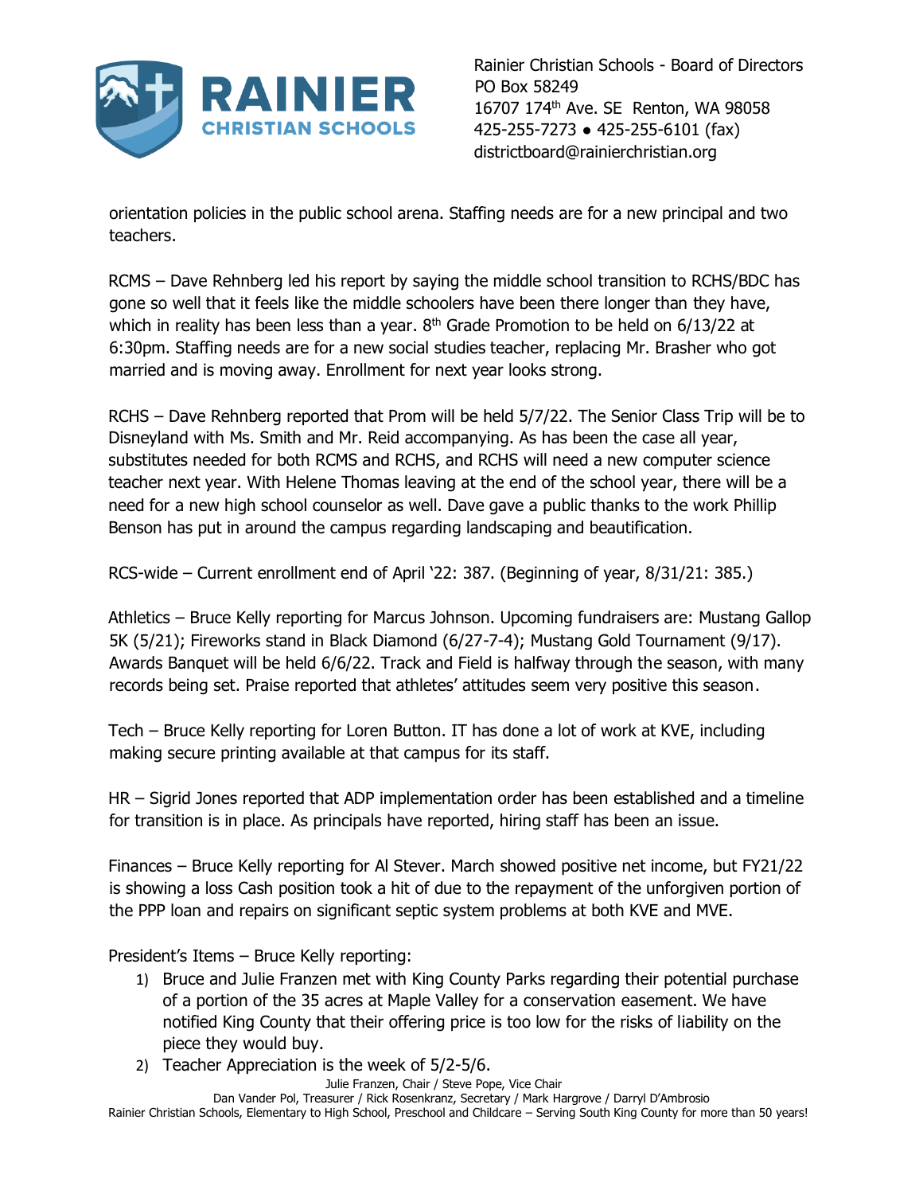orientation policies in the public school arena. Staffing needs are for a new principal and two teachers.

RCMS – Dave Rehnberg led his report by saying the middle school transition to RCHS/BDC has gone so well that it feels like the middle schoolers have been there longer than they have, which in reality has been less than a year. 8th Grade Promotion to be held on 6/13/22 at 6:30pm. Staffing needs are for a new social studies teacher, replacing Mr. Brasher who got married and is moving away. Enrollment for next year looks strong.

RCHS – Dave Rehnberg reported that Prom will be held 5/7/22. The Senior Class Trip will be to Disneyland with Ms. Smith and Mr. Reid accompanying. As has been the case all year, substitutes needed for both RCMS and RCHS, and RCHS will need a new computer science teacher next year. With Helene Thomas leaving at the end of the school year, there will be a need for a new high school counselor as well. Dave gave a public thanks to the work Phillip Benson has put in around the campus regarding landscaping and beautification.

RCS-wide – Current enrollment end of April '22: 387. (Beginning of year, 8/31/21: 385.)

Athletics – Bruce Kelly reporting for Marcus Johnson. Upcoming fundraisers are: Mustang Gallop 5K (5/21); Fireworks stand in Black Diamond (6/27-7-4); Mustang Gold Tournament (9/17). Awards Banquet will be held 6/6/22. Track and Field is halfway through the season, with many records being set. Praise reported that athletes' attitudes seem very positive this season.

Tech – Bruce Kelly reporting for Loren Button. IT has done a lot of work at KVE, including making secure printing available at that campus for its staff.

HR – Sigrid Jones reported that ADP implementation order has been established and a timeline for transition is in place. As principals have reported, hiring staff has been an issue.

Finances – Bruce Kelly reporting for Al Stever. March showed positive net income, but FY21/22 is showing a loss Cash position took a hit of due to the repayment of the unforgiven portion of the PPP loan and repairs on significant septic system problems at both KVE and MVE.

President's Items – Bruce Kelly reporting:

1) Bruce and Julie Franzen met with King County Parks regarding their potential purchase of a portion of the 35 acres at Maple Valley for a conservation easement. We have notified King County that their offering price is too low for the risks of liability on the piece they would buy.
2) Teacher Appreciation is the week of 5/2-5/6.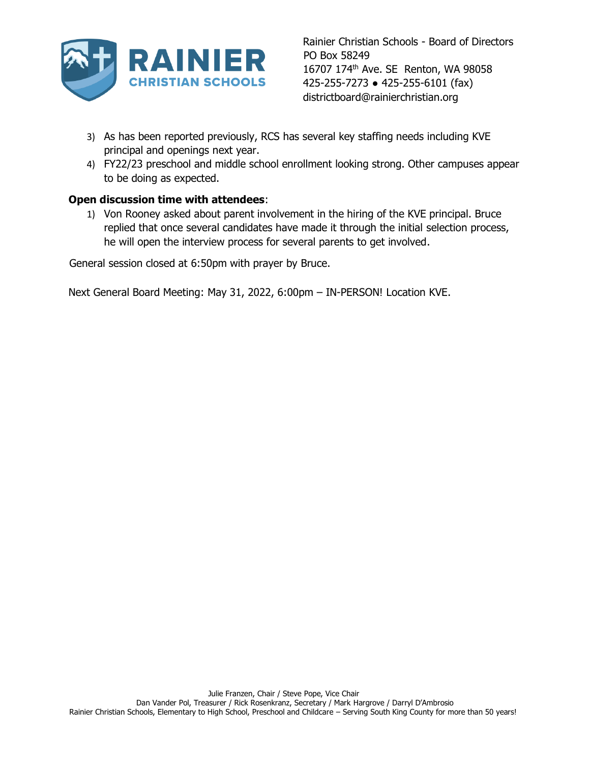3) As has been reported previously, RCS has several key staffing needs including KVE principal and openings next year.
4) FY22/23 preschool and middle school enrollment looking strong. Other campuses appear to be doing as expected.

**Open discussion time with attendees**:

1) Von Rooney asked about parent involvement in the hiring of the KVE principal. Bruce replied that once several candidates have made it through the initial selection process, he will open the interview process for several parents to get involved.

General session closed at 6:50pm with prayer by Bruce.

Next General Board Meeting: May 31, 2022, 6:00pm – IN-PERSON! Location KVE.